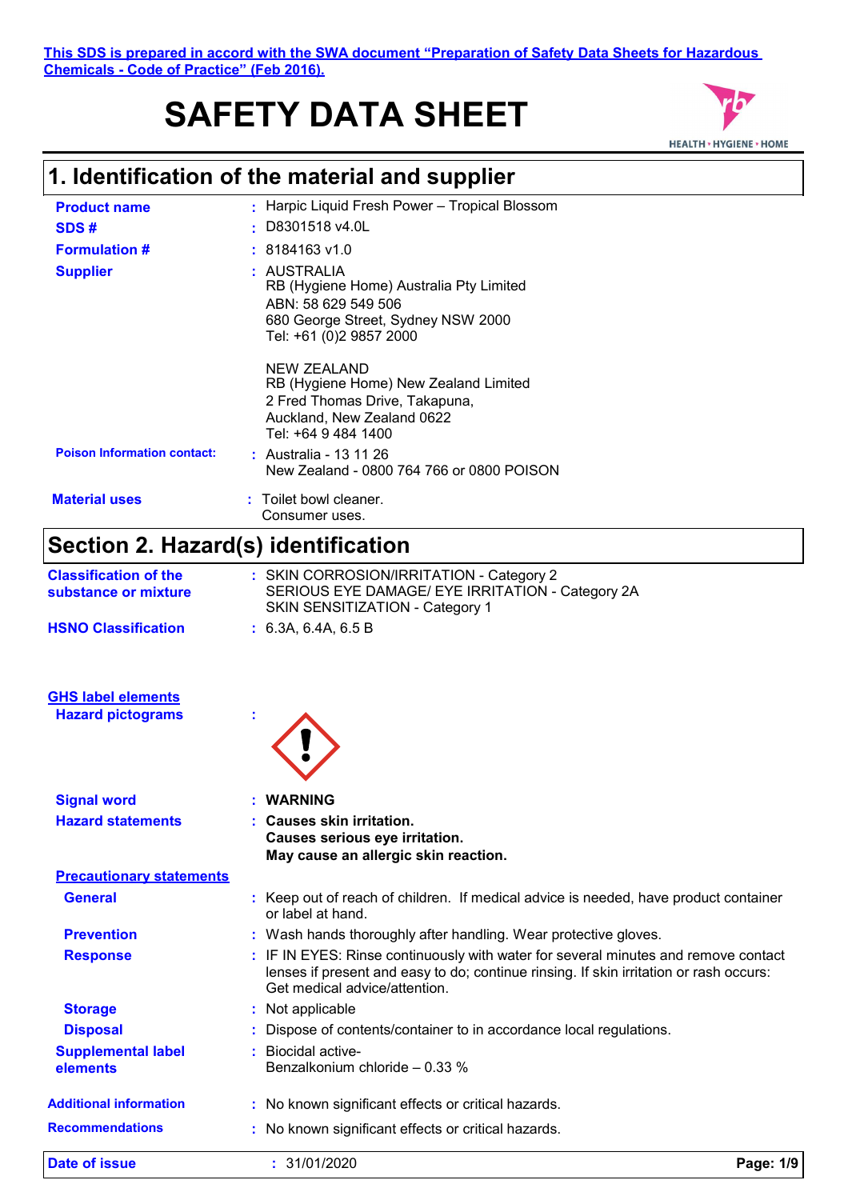This SDS is prepared in accord with the SWA document "Preparation of Safety Data Sheets for Hazardous Chemicals - Code of Practice" (Feb 2016).

# SAFETY DATA SHEET

## 1. Identification of the material and supplier

| | | |
|---|---|---|
| **Product name** | : | Harpic Liquid Fresh Power – Tropical Blossom |
| **SDS #** | : | D8301518 v4.0L |
| **Formulation #** | : | 8184163 v1.0 |
| **Supplier** | : | AUSTRALIA<br>RB (Hygiene Home) Australia Pty Limited<br>ABN: 58 629 549 506<br>680 George Street, Sydney NSW 2000<br>Tel: +61 (0)2 9857 2000<br><br>NEW ZEALAND<br>RB (Hygiene Home) New Zealand Limited<br>2 Fred Thomas Drive, Takapuna,<br>Auckland, New Zealand 0622<br>Tel: +64 9 484 1400 |
| **Poison Information contact:** | : | Australia - 13 11 26<br>New Zealand - 0800 764 766 or 0800 POISON |
| **Material uses** | : | Toilet bowl cleaner.<br>Consumer uses. |

## Section 2. Hazard(s) identification

| | | |
|---|---|---|
| **Classification of the substance or mixture** | : | SKIN CORROSION/IRRITATION - Category 2<br>SERIOUS EYE DAMAGE/ EYE IRRITATION - Category 2A<br>SKIN SENSITIZATION - Category 1 |
| **HSNO Classification** | : | 6.3A, 6.4A, 6.5 B |

**GHS label elements**

| | | |
|---|---|---|
| **Hazard pictograms** | : | |
| **Signal word** | : | **WARNING** |
| **Hazard statements** | : | **Causes skin irritation.**<br>**Causes serious eye irritation.**<br>**May cause an allergic skin reaction.** |

**Precautionary statements**

| | | |
|---|---|---|
| **General** | : | Keep out of reach of children. If medical advice is needed, have product container or label at hand. |
| **Prevention** | : | Wash hands thoroughly after handling. Wear protective gloves. |
| **Response** | : | IF IN EYES: Rinse continuously with water for several minutes and remove contact lenses if present and easy to do; continue rinsing. If skin irritation or rash occurs: Get medical advice/attention. |
| **Storage** | : | Not applicable |
| **Disposal** | : | Dispose of contents/container to in accordance local regulations. |
| **Supplemental label elements** | : | Biocidal active-<br>Benzalkonium chloride – 0.33 % |
| **Additional information** | : | No known significant effects or critical hazards. |
| **Recommendations** | : | No known significant effects or critical hazards. |

**Date of issue** : 31/01/2020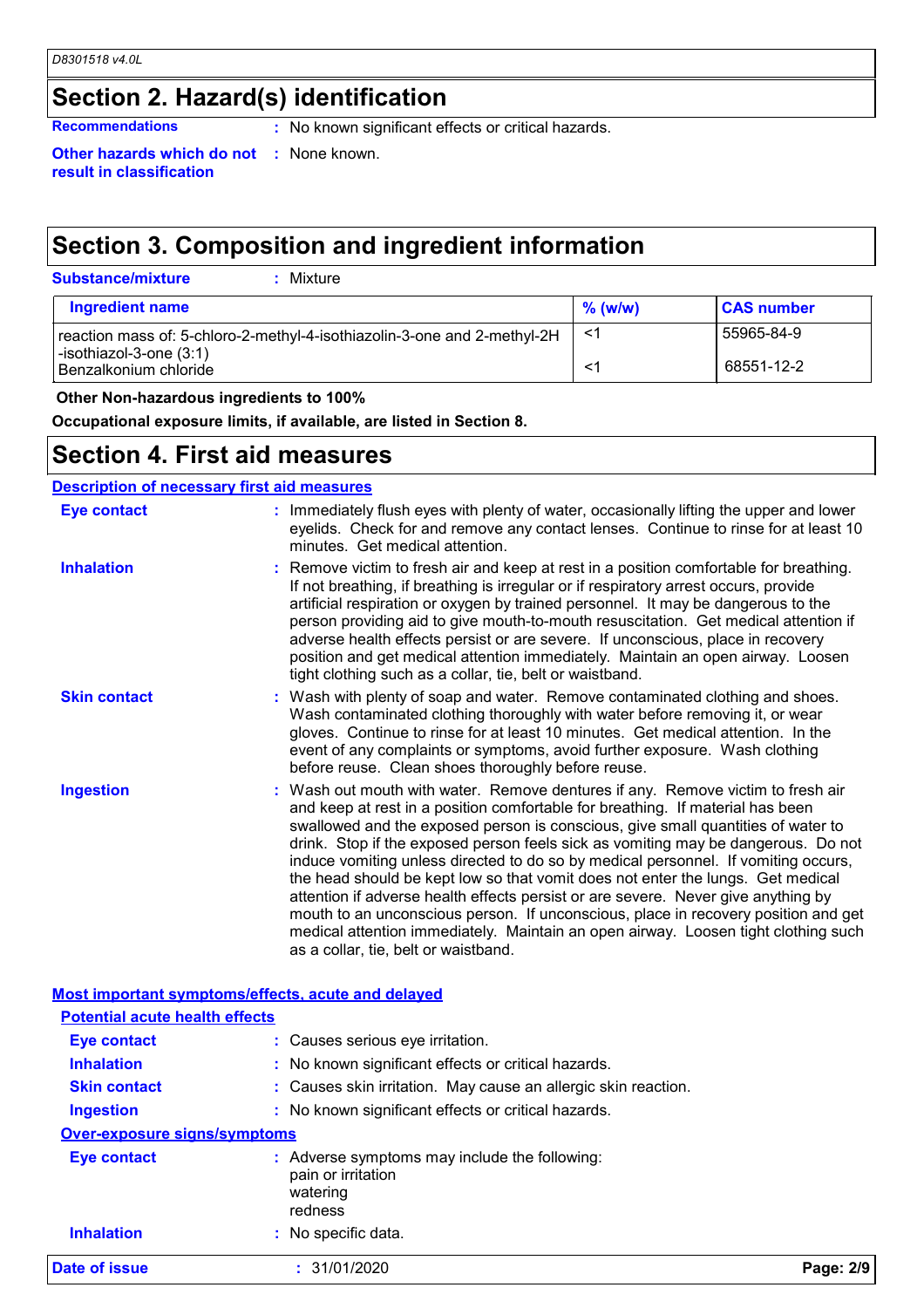## Section 2. Hazard(s) identification

**Recommendations** : No known significant effects or critical hazards.

**Other hazards which do not result in classification** : None known.

## Section 3. Composition and ingredient information

**Substance/mixture** : Mixture

| Ingredient name | % (w/w) | CAS number |
|---|---|---|
| reaction mass of: 5-chloro-2-methyl-4-isothiazolin-3-one and 2-methyl-2H -isothiazol-3-one (3:1) | <1 | 55965-84-9 |
| Benzalkonium chloride | <1 | 68551-12-2 |

**Other Non-hazardous ingredients to 100%**

**Occupational exposure limits, if available, are listed in Section 8.**

## Section 4. First aid measures

### Description of necessary first aid measures

**Eye contact** : Immediately flush eyes with plenty of water, occasionally lifting the upper and lower eyelids. Check for and remove any contact lenses. Continue to rinse for at least 10 minutes. Get medical attention.

**Inhalation** : Remove victim to fresh air and keep at rest in a position comfortable for breathing. If not breathing, if breathing is irregular or if respiratory arrest occurs, provide artificial respiration or oxygen by trained personnel. It may be dangerous to the person providing aid to give mouth-to-mouth resuscitation. Get medical attention if adverse health effects persist or are severe. If unconscious, place in recovery position and get medical attention immediately. Maintain an open airway. Loosen tight clothing such as a collar, tie, belt or waistband.

**Skin contact** : Wash with plenty of soap and water. Remove contaminated clothing and shoes. Wash contaminated clothing thoroughly with water before removing it, or wear gloves. Continue to rinse for at least 10 minutes. Get medical attention. In the event of any complaints or symptoms, avoid further exposure. Wash clothing before reuse. Clean shoes thoroughly before reuse.

**Ingestion** : Wash out mouth with water. Remove dentures if any. Remove victim to fresh air and keep at rest in a position comfortable for breathing. If material has been swallowed and the exposed person is conscious, give small quantities of water to drink. Stop if the exposed person feels sick as vomiting may be dangerous. Do not induce vomiting unless directed to do so by medical personnel. If vomiting occurs, the head should be kept low so that vomit does not enter the lungs. Get medical attention if adverse health effects persist or are severe. Never give anything by mouth to an unconscious person. If unconscious, place in recovery position and get medical attention immediately. Maintain an open airway. Loosen tight clothing such as a collar, tie, belt or waistband.

### Most important symptoms/effects, acute and delayed

#### Potential acute health effects

**Eye contact** : Causes serious eye irritation.

**Inhalation** : No known significant effects or critical hazards.

**Skin contact** : Causes skin irritation. May cause an allergic skin reaction.

**Ingestion** : No known significant effects or critical hazards.

#### Over-exposure signs/symptoms

**Eye contact** : Adverse symptoms may include the following:
pain or irritation
watering
redness

**Inhalation** : No specific data.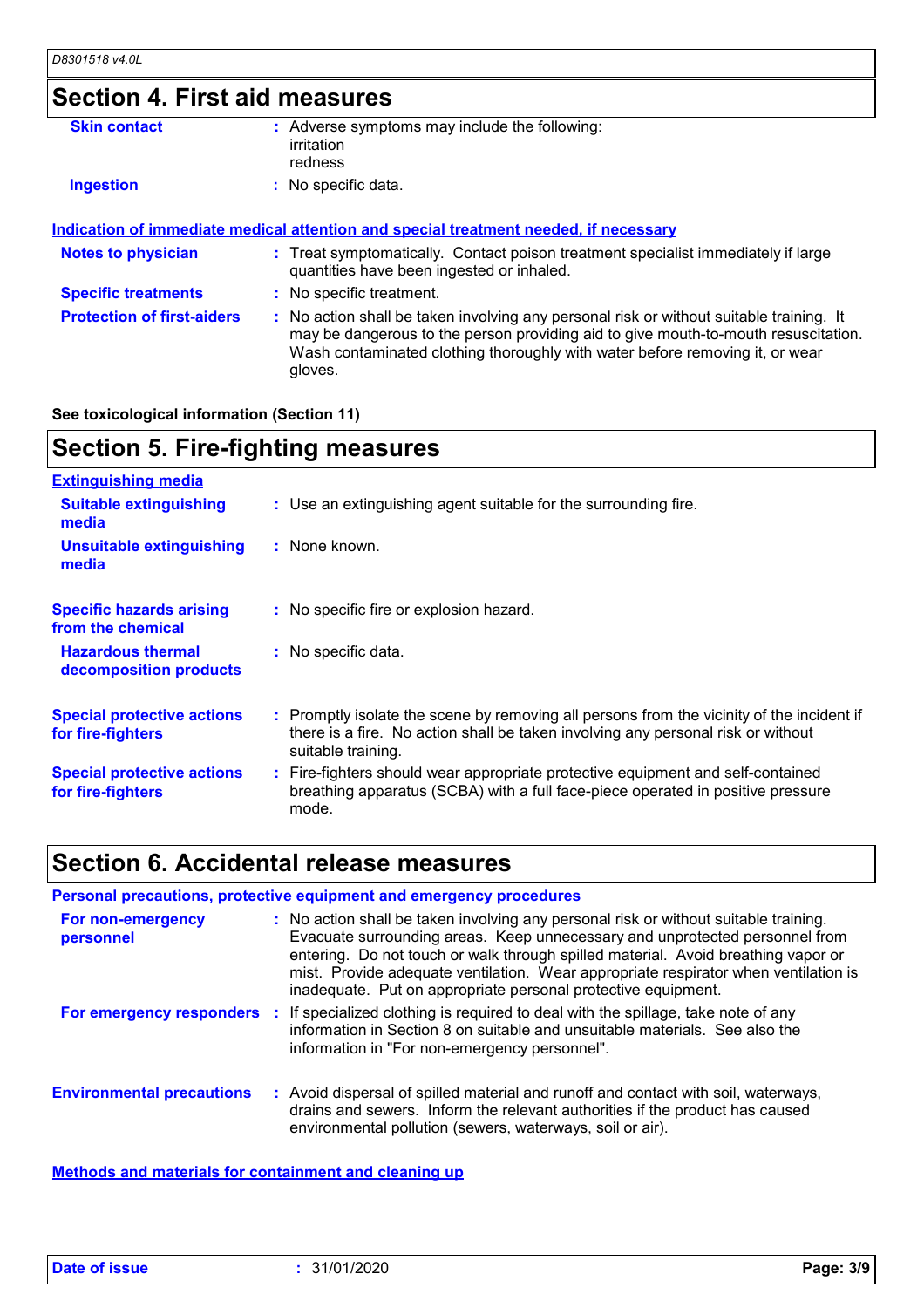## Section 4. First aid measures

| | |
|---|---|
| **Skin contact** | : Adverse symptoms may include the following:<br>irritation<br>redness |
| **Ingestion** | : No specific data. |

**Indication of immediate medical attention and special treatment needed, if necessary**

| | |
|---|---|
| **Notes to physician** | : Treat symptomatically. Contact poison treatment specialist immediately if large quantities have been ingested or inhaled. |
| **Specific treatments** | : No specific treatment. |
| **Protection of first-aiders** | : No action shall be taken involving any personal risk or without suitable training. It may be dangerous to the person providing aid to give mouth-to-mouth resuscitation. Wash contaminated clothing thoroughly with water before removing it, or wear gloves. |

**See toxicological information (Section 11)**

## Section 5. Fire-fighting measures

**Extinguishing media**

| | |
|---|---|
| **Suitable extinguishing media** | : Use an extinguishing agent suitable for the surrounding fire. |
| **Unsuitable extinguishing media** | : None known. |
| **Specific hazards arising from the chemical** | : No specific fire or explosion hazard. |
| **Hazardous thermal decomposition products** | : No specific data. |
| **Special protective actions for fire-fighters** | : Promptly isolate the scene by removing all persons from the vicinity of the incident if there is a fire. No action shall be taken involving any personal risk or without suitable training. |
| **Special protective actions for fire-fighters** | : Fire-fighters should wear appropriate protective equipment and self-contained breathing apparatus (SCBA) with a full face-piece operated in positive pressure mode. |

## Section 6. Accidental release measures

**Personal precautions, protective equipment and emergency procedures**

| | |
|---|---|
| **For non-emergency personnel** | : No action shall be taken involving any personal risk or without suitable training. Evacuate surrounding areas. Keep unnecessary and unprotected personnel from entering. Do not touch or walk through spilled material. Avoid breathing vapor or mist. Provide adequate ventilation. Wear appropriate respirator when ventilation is inadequate. Put on appropriate personal protective equipment. |
| **For emergency responders** | : If specialized clothing is required to deal with the spillage, take note of any information in Section 8 on suitable and unsuitable materials. See also the information in "For non-emergency personnel". |
| **Environmental precautions** | : Avoid dispersal of spilled material and runoff and contact with soil, waterways, drains and sewers. Inform the relevant authorities if the product has caused environmental pollution (sewers, waterways, soil or air). |

**Methods and materials for containment and cleaning up**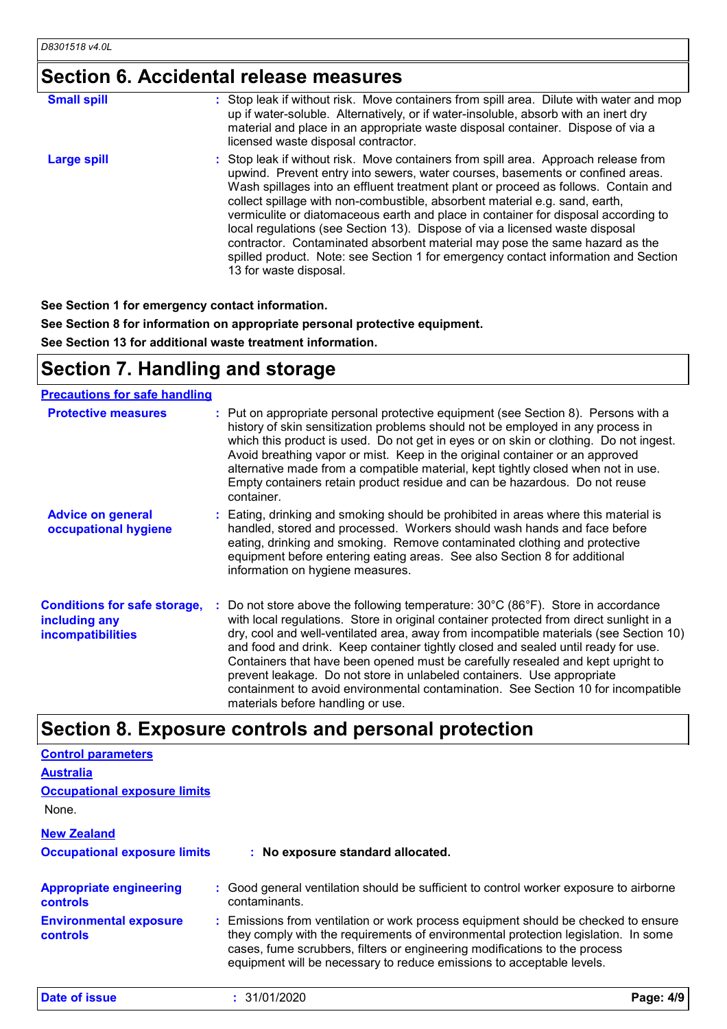## Section 6. Accidental release measures

**Small spill** : Stop leak if without risk. Move containers from spill area. Dilute with water and mop up if water-soluble. Alternatively, or if water-insoluble, absorb with an inert dry material and place in an appropriate waste disposal container. Dispose of via a licensed waste disposal contractor.

**Large spill** : Stop leak if without risk. Move containers from spill area. Approach release from upwind. Prevent entry into sewers, water courses, basements or confined areas. Wash spillages into an effluent treatment plant or proceed as follows. Contain and collect spillage with non-combustible, absorbent material e.g. sand, earth, vermiculite or diatomaceous earth and place in container for disposal according to local regulations (see Section 13). Dispose of via a licensed waste disposal contractor. Contaminated absorbent material may pose the same hazard as the spilled product. Note: see Section 1 for emergency contact information and Section 13 for waste disposal.

**See Section 1 for emergency contact information.**

**See Section 8 for information on appropriate personal protective equipment.**

**See Section 13 for additional waste treatment information.**

## Section 7. Handling and storage

**Precautions for safe handling**

**Protective measures** : Put on appropriate personal protective equipment (see Section 8). Persons with a history of skin sensitization problems should not be employed in any process in which this product is used. Do not get in eyes or on skin or clothing. Do not ingest. Avoid breathing vapor or mist. Keep in the original container or an approved alternative made from a compatible material, kept tightly closed when not in use. Empty containers retain product residue and can be hazardous. Do not reuse container.

**Advice on general occupational hygiene** : Eating, drinking and smoking should be prohibited in areas where this material is handled, stored and processed. Workers should wash hands and face before eating, drinking and smoking. Remove contaminated clothing and protective equipment before entering eating areas. See also Section 8 for additional information on hygiene measures.

**Conditions for safe storage, including any incompatibilities** : Do not store above the following temperature: 30°C (86°F). Store in accordance with local regulations. Store in original container protected from direct sunlight in a dry, cool and well-ventilated area, away from incompatible materials (see Section 10) and food and drink. Keep container tightly closed and sealed until ready for use. Containers that have been opened must be carefully resealed and kept upright to prevent leakage. Do not store in unlabeled containers. Use appropriate containment to avoid environmental contamination. See Section 10 for incompatible materials before handling or use.

## Section 8. Exposure controls and personal protection

**Control parameters**

**Australia**

**Occupational exposure limits**

None.

**New Zealand**

**Occupational exposure limits** : **No exposure standard allocated.**

**Appropriate engineering controls** : Good general ventilation should be sufficient to control worker exposure to airborne contaminants.

**Environmental exposure controls** : Emissions from ventilation or work process equipment should be checked to ensure they comply with the requirements of environmental protection legislation. In some cases, fume scrubbers, filters or engineering modifications to the process equipment will be necessary to reduce emissions to acceptable levels.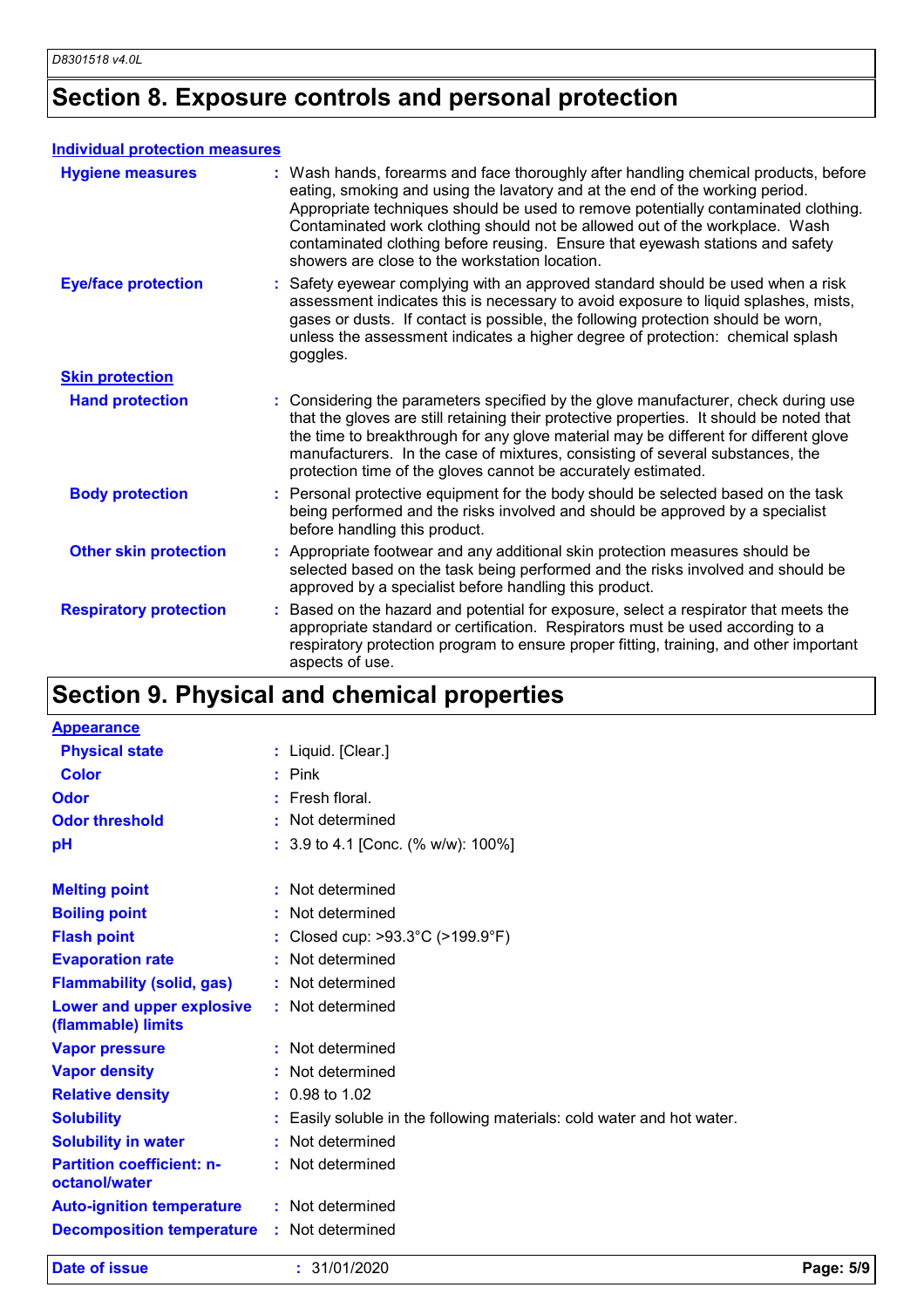## Section 8. Exposure controls and personal protection

### Individual protection measures

**Hygiene measures** : Wash hands, forearms and face thoroughly after handling chemical products, before eating, smoking and using the lavatory and at the end of the working period. Appropriate techniques should be used to remove potentially contaminated clothing. Contaminated work clothing should not be allowed out of the workplace. Wash contaminated clothing before reusing. Ensure that eyewash stations and safety showers are close to the workstation location.

**Eye/face protection** : Safety eyewear complying with an approved standard should be used when a risk assessment indicates this is necessary to avoid exposure to liquid splashes, mists, gases or dusts. If contact is possible, the following protection should be worn, unless the assessment indicates a higher degree of protection: chemical splash goggles.

**Skin protection**

**Hand protection** : Considering the parameters specified by the glove manufacturer, check during use that the gloves are still retaining their protective properties. It should be noted that the time to breakthrough for any glove material may be different for different glove manufacturers. In the case of mixtures, consisting of several substances, the protection time of the gloves cannot be accurately estimated.

**Body protection** : Personal protective equipment for the body should be selected based on the task being performed and the risks involved and should be approved by a specialist before handling this product.

**Other skin protection** : Appropriate footwear and any additional skin protection measures should be selected based on the task being performed and the risks involved and should be approved by a specialist before handling this product.

**Respiratory protection** : Based on the hazard and potential for exposure, select a respirator that meets the appropriate standard or certification. Respirators must be used according to a respiratory protection program to ensure proper fitting, training, and other important aspects of use.

## Section 9. Physical and chemical properties

**Appearance**

| | |
|---|---|
| **Physical state** | : Liquid. [Clear.] |
| **Color** | : Pink |
| **Odor** | : Fresh floral. |
| **Odor threshold** | : Not determined |
| **pH** | : 3.9 to 4.1 [Conc. (% w/w): 100%] |
| **Melting point** | : Not determined |
| **Boiling point** | : Not determined |
| **Flash point** | : Closed cup: >93.3°C (>199.9°F) |
| **Evaporation rate** | : Not determined |
| **Flammability (solid, gas)** | : Not determined |
| **Lower and upper explosive (flammable) limits** | : Not determined |
| **Vapor pressure** | : Not determined |
| **Vapor density** | : Not determined |
| **Relative density** | : 0.98 to 1.02 |
| **Solubility** | : Easily soluble in the following materials: cold water and hot water. |
| **Solubility in water** | : Not determined |
| **Partition coefficient: n-octanol/water** | : Not determined |
| **Auto-ignition temperature** | : Not determined |
| **Decomposition temperature** | : Not determined |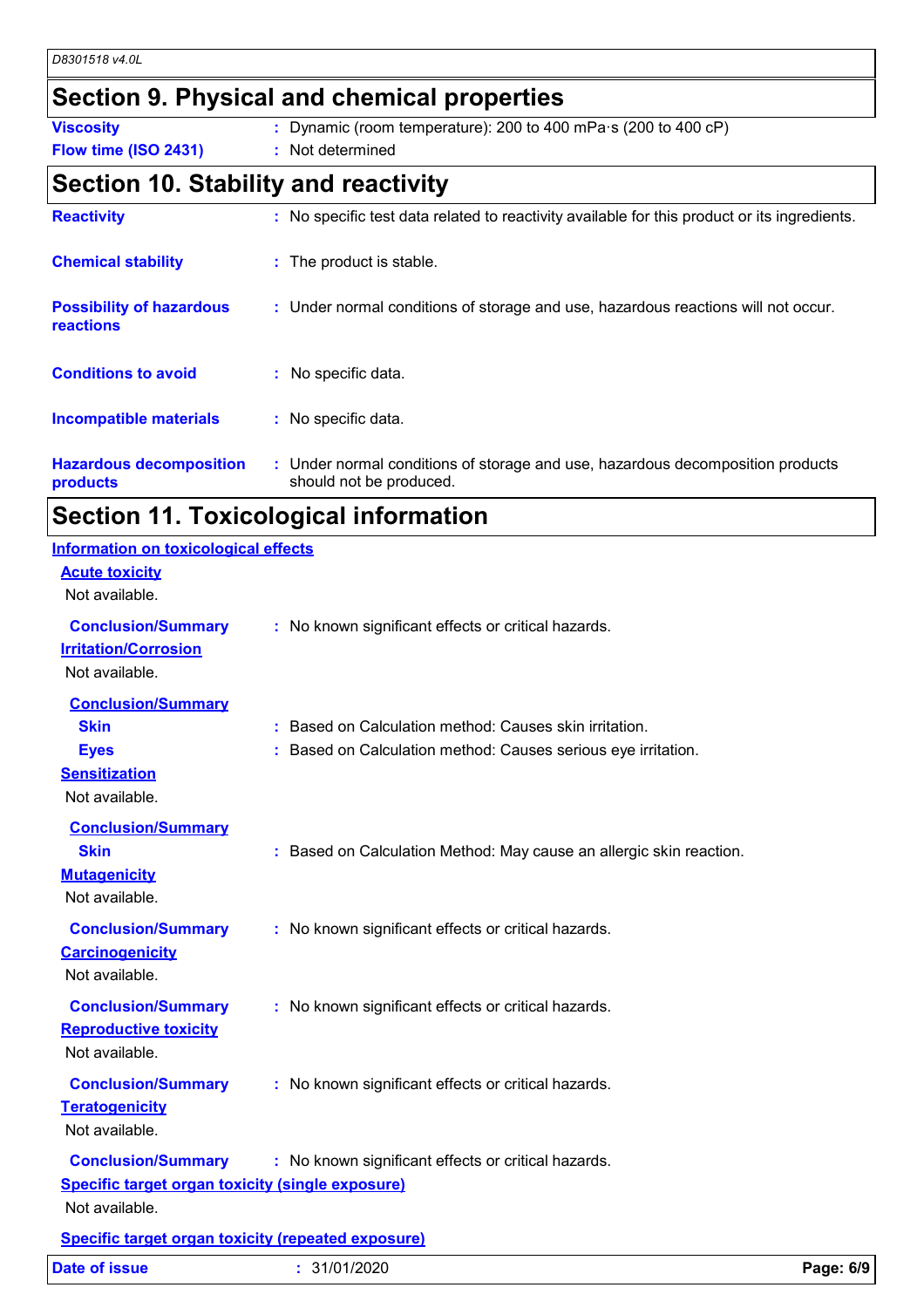## Section 9. Physical and chemical properties

| | |
|---|---|
| **Viscosity** | : Dynamic (room temperature): 200 to 400 mPa·s (200 to 400 cP) |
| **Flow time (ISO 2431)** | : Not determined |

## Section 10. Stability and reactivity

| | |
|---|---|
| **Reactivity** | : No specific test data related to reactivity available for this product or its ingredients. |
| **Chemical stability** | : The product is stable. |
| **Possibility of hazardous reactions** | : Under normal conditions of storage and use, hazardous reactions will not occur. |
| **Conditions to avoid** | : No specific data. |
| **Incompatible materials** | : No specific data. |
| **Hazardous decomposition products** | : Under normal conditions of storage and use, hazardous decomposition products should not be produced. |

## Section 11. Toxicological information

**Information on toxicological effects**

**Acute toxicity**

Not available.

**Conclusion/Summary** : No known significant effects or critical hazards.

**Irritation/Corrosion**

Not available.

**Conclusion/Summary**

- **Skin** : Based on Calculation method: Causes skin irritation.
- **Eyes** : Based on Calculation method: Causes serious eye irritation.

**Sensitization**

Not available.

**Conclusion/Summary**

- **Skin** : Based on Calculation Method: May cause an allergic skin reaction.

**Mutagenicity**

Not available.

**Conclusion/Summary** : No known significant effects or critical hazards.

**Carcinogenicity**

Not available.

**Conclusion/Summary** : No known significant effects or critical hazards.

**Reproductive toxicity**

Not available.

**Conclusion/Summary** : No known significant effects or critical hazards.

**Teratogenicity**

Not available.

**Conclusion/Summary** : No known significant effects or critical hazards.

**Specific target organ toxicity (single exposure)**

Not available.

**Specific target organ toxicity (repeated exposure)**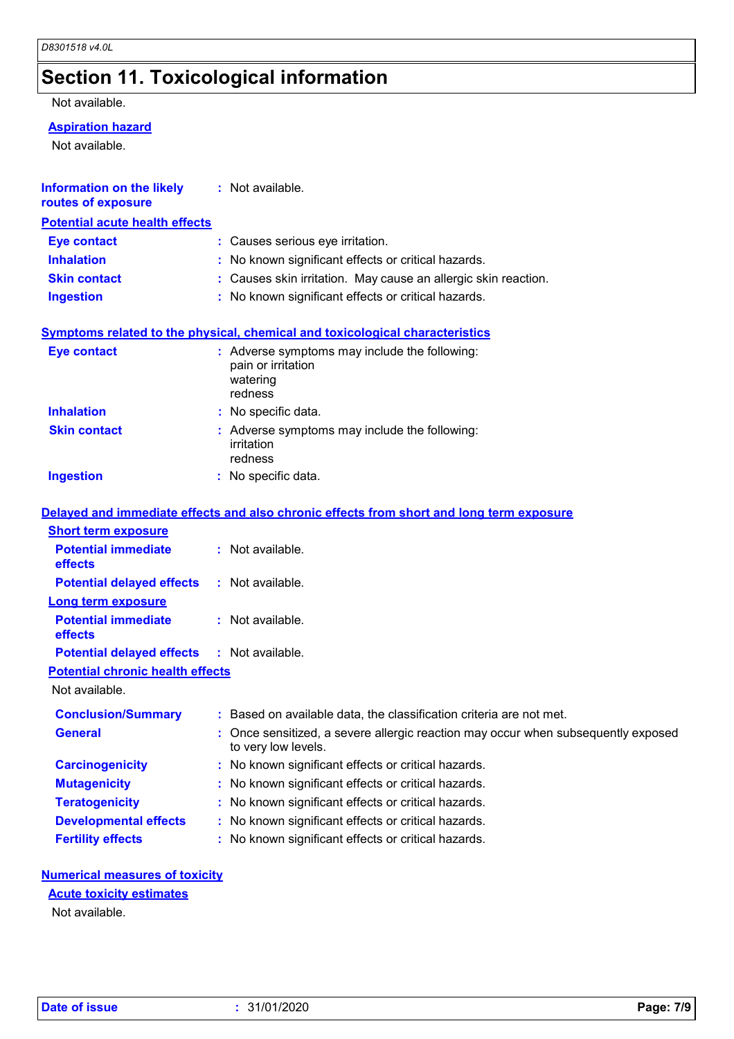# Section 11. Toxicological information

Not available.

**Aspiration hazard**

Not available.

**Information on the likely routes of exposure** : Not available.

**Potential acute health effects**

- **Eye contact** : Causes serious eye irritation.
- **Inhalation** : No known significant effects or critical hazards.
- **Skin contact** : Causes skin irritation. May cause an allergic skin reaction.
- **Ingestion** : No known significant effects or critical hazards.

**Symptoms related to the physical, chemical and toxicological characteristics**

- **Eye contact** : Adverse symptoms may include the following:
  pain or irritation
  watering
  redness
- **Inhalation** : No specific data.
- **Skin contact** : Adverse symptoms may include the following:
  irritation
  redness
- **Ingestion** : No specific data.

**Delayed and immediate effects and also chronic effects from short and long term exposure**

**Short term exposure**

- **Potential immediate effects** : Not available.
- **Potential delayed effects** : Not available.

**Long term exposure**

- **Potential immediate effects** : Not available.
- **Potential delayed effects** : Not available.

**Potential chronic health effects**

Not available.

- **Conclusion/Summary** : Based on available data, the classification criteria are not met.
- **General** : Once sensitized, a severe allergic reaction may occur when subsequently exposed to very low levels.
- **Carcinogenicity** : No known significant effects or critical hazards.
- **Mutagenicity** : No known significant effects or critical hazards.
- **Teratogenicity** : No known significant effects or critical hazards.
- **Developmental effects** : No known significant effects or critical hazards.
- **Fertility effects** : No known significant effects or critical hazards.

**Numerical measures of toxicity**

**Acute toxicity estimates**

Not available.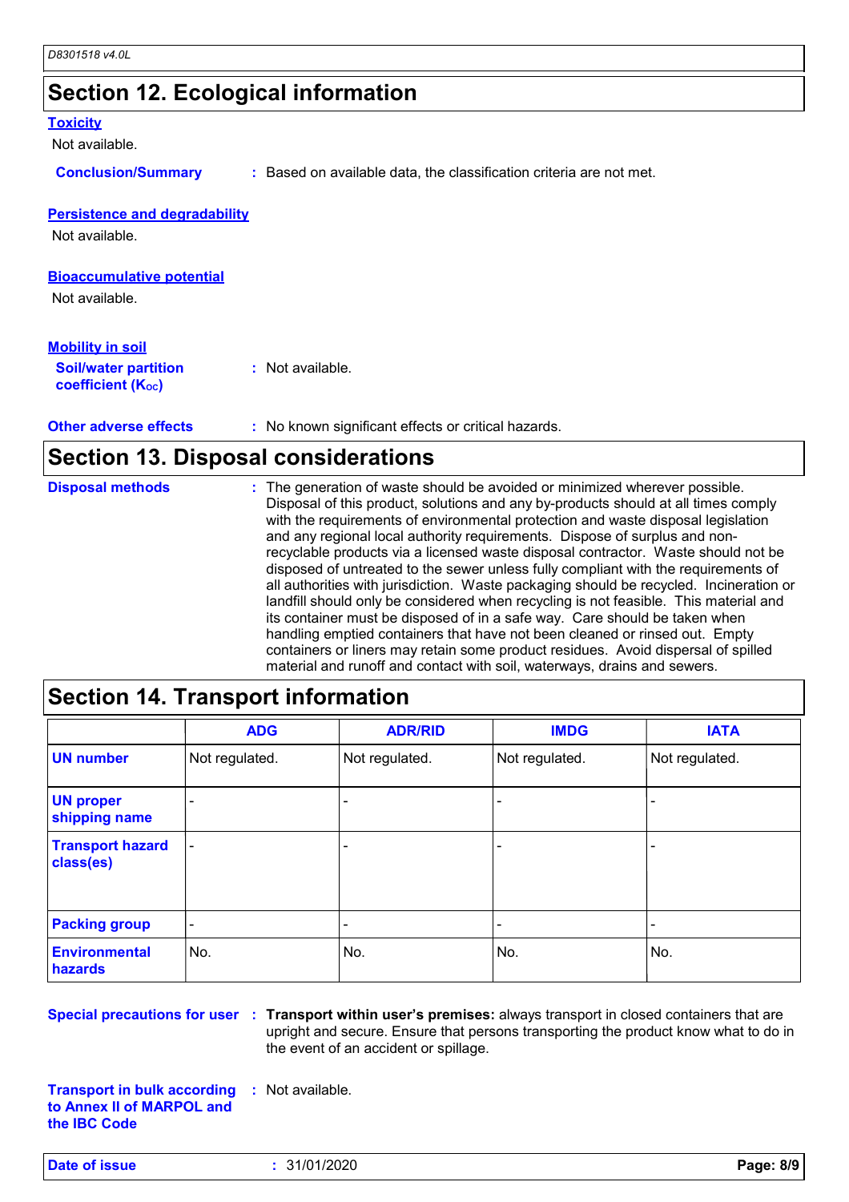## Section 12. Ecological information

### Toxicity

Not available.

**Conclusion/Summary** : Based on available data, the classification criteria are not met.

### Persistence and degradability

Not available.

### Bioaccumulative potential

Not available.

### Mobility in soil

**Soil/water partition coefficient ($K_{OC}$)** : Not available.

**Other adverse effects** : No known significant effects or critical hazards.

## Section 13. Disposal considerations

**Disposal methods** : The generation of waste should be avoided or minimized wherever possible. Disposal of this product, solutions and any by-products should at all times comply with the requirements of environmental protection and waste disposal legislation and any regional local authority requirements. Dispose of surplus and non-recyclable products via a licensed waste disposal contractor. Waste should not be disposed of untreated to the sewer unless fully compliant with the requirements of all authorities with jurisdiction. Waste packaging should be recycled. Incineration or landfill should only be considered when recycling is not feasible. This material and its container must be disposed of in a safe way. Care should be taken when handling emptied containers that have not been cleaned or rinsed out. Empty containers or liners may retain some product residues. Avoid dispersal of spilled material and runoff and contact with soil, waterways, drains and sewers.

## Section 14. Transport information

| | ADG | ADR/RID | IMDG | IATA |
|---|---|---|---|---|
| **UN number** | Not regulated. | Not regulated. | Not regulated. | Not regulated. |
| **UN proper shipping name** | - | - | - | - |
| **Transport hazard class(es)** | - | - | - | - |
| **Packing group** | - | - | - | - |
| **Environmental hazards** | No. | No. | No. | No. |

**Special precautions for user** : **Transport within user's premises:** always transport in closed containers that are upright and secure. Ensure that persons transporting the product know what to do in the event of an accident or spillage.

**Transport in bulk according to Annex II of MARPOL and the IBC Code** : Not available.

**Date of issue** : 31/01/2020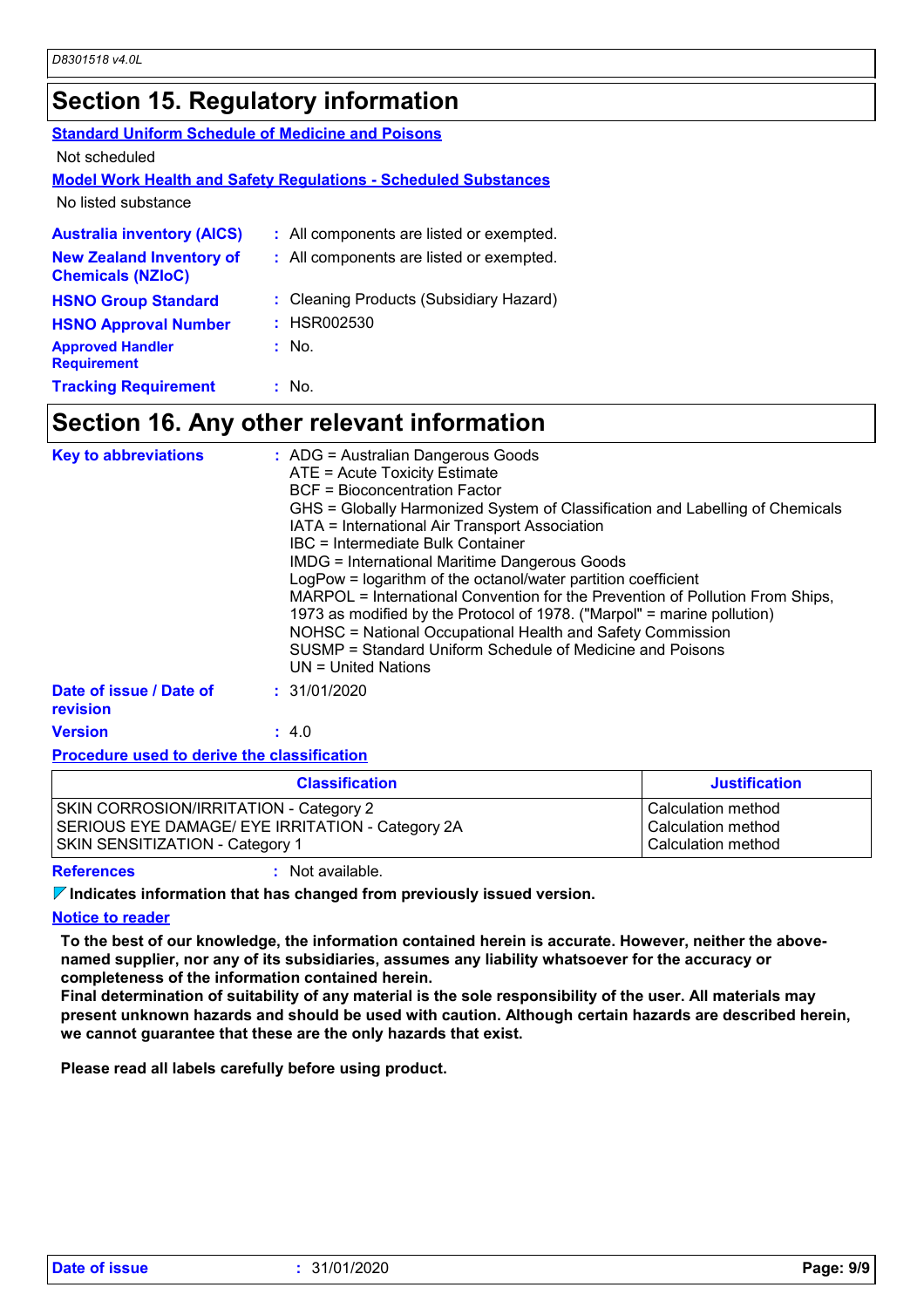## Section 15. Regulatory information

**Standard Uniform Schedule of Medicine and Poisons**

Not scheduled

**Model Work Health and Safety Regulations - Scheduled Substances**

No listed substance

| | |
|---|---|
| **Australia inventory (AICS)** | : All components are listed or exempted. |
| **New Zealand Inventory of Chemicals (NZIoC)** | : All components are listed or exempted. |
| **HSNO Group Standard** | : Cleaning Products (Subsidiary Hazard) |
| **HSNO Approval Number** | : HSR002530 |
| **Approved Handler Requirement** | : No. |
| **Tracking Requirement** | : No. |

## Section 16. Any other relevant information

**Key to abbreviations** :
ADG = Australian Dangerous Goods
ATE = Acute Toxicity Estimate
BCF = Bioconcentration Factor
GHS = Globally Harmonized System of Classification and Labelling of Chemicals
IATA = International Air Transport Association
IBC = Intermediate Bulk Container
IMDG = International Maritime Dangerous Goods
LogPow = logarithm of the octanol/water partition coefficient
MARPOL = International Convention for the Prevention of Pollution From Ships, 1973 as modified by the Protocol of 1978. ("Marpol" = marine pollution)
NOHSC = National Occupational Health and Safety Commission
SUSMP = Standard Uniform Schedule of Medicine and Poisons
UN = United Nations

**Date of issue / Date of revision** : 31/01/2020

**Version** : 4.0

**Procedure used to derive the classification**

| Classification | Justification |
|---|---|
| SKIN CORROSION/IRRITATION - Category 2 | Calculation method |
| SERIOUS EYE DAMAGE/ EYE IRRITATION - Category 2A | Calculation method |
| SKIN SENSITIZATION - Category 1 | Calculation method |

**References** : Not available.

**Indicates information that has changed from previously issued version.**

**Notice to reader**

**To the best of our knowledge, the information contained herein is accurate. However, neither the above-named supplier, nor any of its subsidiaries, assumes any liability whatsoever for the accuracy or completeness of the information contained herein.**
**Final determination of suitability of any material is the sole responsibility of the user. All materials may present unknown hazards and should be used with caution. Although certain hazards are described herein, we cannot guarantee that these are the only hazards that exist.**

**Please read all labels carefully before using product.**